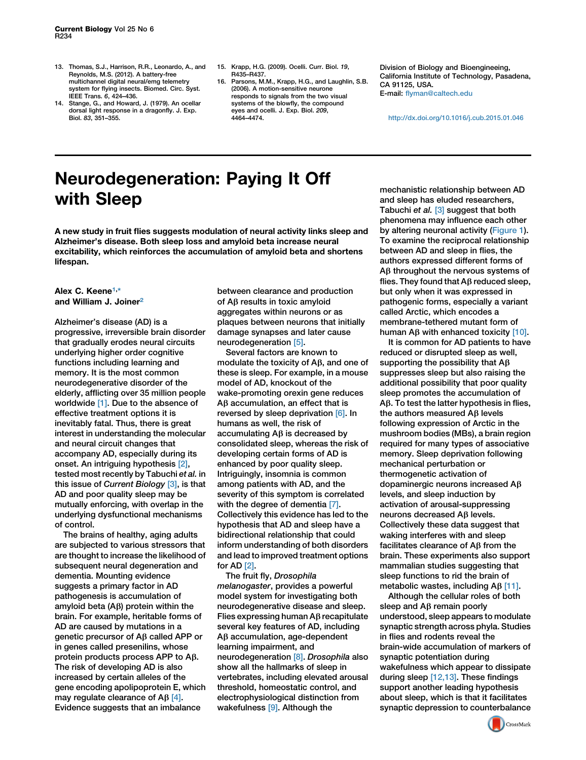13. Thomas, S.J., Harrison, R.R., Leonardo, A., and Reynolds, M.S. (2012). A battery-free multichannel digital neural/emg telemetry system for flying insects. Biomed. Circ. Syst. IEEE Trans. *6*, 424–436.
14. Stange, G., and Howard, J. (1979). An ocellar dorsal light response in a dragonfly. J. Exp. Biol. *83*, 351–355.
15. Krapp, H.G. (2009). Ocelli. Curr. Biol. *19*, R435–R437.
16. Parsons, M.M., Krapp, H.G., and Laughlin, S.B. (2006). A motion-sensitive neurone responds to signals from the two visual systems of the blowfly, the compound eyes and ocelli. J. Exp. Biol. *209*, 4464–4474.

Division of Biology and Bioengineering, California Institute of Technology, Pasadena, CA 91125, USA.
E-mail: flyman@caltech.edu

http://dx.doi.org/10.1016/j.cub.2015.01.046

# Neurodegeneration: Paying It Off with Sleep

**A new study in fruit flies suggests modulation of neural activity links sleep and Alzheimer's disease. Both sleep loss and amyloid beta increase neural excitability, which reinforces the accumulation of amyloid beta and shortens lifespan.**

**Alex C. Keene[1,*] and William J. Joiner[2]**

Alzheimer's disease (AD) is a progressive, irreversible brain disorder that gradually erodes neural circuits underlying higher order cognitive functions including learning and memory. It is the most common neurodegenerative disorder of the elderly, afflicting over 35 million people worldwide [1]. Due to the absence of effective treatment options it is inevitably fatal. Thus, there is great interest in understanding the molecular and neural circuit changes that accompany AD, especially during its onset. An intriguing hypothesis [2], tested most recently by Tabuchi *et al.* in this issue of *Current Biology* [3], is that AD and poor quality sleep may be mutually enforcing, with overlap in the underlying dysfunctional mechanisms of control.

The brains of healthy, aging adults are subjected to various stressors that are thought to increase the likelihood of subsequent neural degeneration and dementia. Mounting evidence suggests a primary factor in AD pathogenesis is accumulation of amyloid beta (Aβ) protein within the brain. For example, heritable forms of AD are caused by mutations in a genetic precursor of Aβ called APP or in genes called presenilins, whose protein products process APP to Aβ. The risk of developing AD is also increased by certain alleles of the gene encoding apolipoprotein E, which may regulate clearance of Aβ [4]. Evidence suggests that an imbalance between clearance and production of Aβ results in toxic amyloid aggregates within neurons or as plaques between neurons that initially damage synapses and later cause neurodegeneration [5].

Several factors are known to modulate the toxicity of Aβ, and one of these is sleep. For example, in a mouse model of AD, knockout of the wake-promoting orexin gene reduces Aβ accumulation, an effect that is reversed by sleep deprivation [6]. In humans as well, the risk of accumulating Aβ is decreased by consolidated sleep, whereas the risk of developing certain forms of AD is enhanced by poor quality sleep. Intriguingly, insomnia is common among patients with AD, and the severity of this symptom is correlated with the degree of dementia [7]. Collectively this evidence has led to the hypothesis that AD and sleep have a bidirectional relationship that could inform understanding of both disorders and lead to improved treatment options for AD [2].

The fruit fly, *Drosophila melanogaster*, provides a powerful model system for investigating both neurodegenerative disease and sleep. Flies expressing human Aβ recapitulate several key features of AD, including Aβ accumulation, age-dependent learning impairment, and neurodegeneration [8]. *Drosophila* also show all the hallmarks of sleep in vertebrates, including elevated arousal threshold, homeostatic control, and electrophysiological distinction from wakefulness [9]. Although the mechanistic relationship between AD and sleep has eluded researchers, Tabuchi *et al.* [3] suggest that both phenomena may influence each other by altering neuronal activity (Figure 1). To examine the reciprocal relationship between AD and sleep in flies, the authors expressed different forms of Aβ throughout the nervous systems of flies. They found that Aβ reduced sleep, but only when it was expressed in pathogenic forms, especially a variant called Arctic, which encodes a membrane-tethered mutant form of human Aβ with enhanced toxicity [10].

It is common for AD patients to have reduced or disrupted sleep as well, supporting the possibility that Aβ suppresses sleep but also raising the additional possibility that poor quality sleep promotes the accumulation of Aβ. To test the latter hypothesis in flies, the authors measured Aβ levels following expression of Arctic in the mushroom bodies (MBs), a brain region required for many types of associative memory. Sleep deprivation following mechanical perturbation or thermogenetic activation of dopaminergic neurons increased Aβ levels, and sleep induction by activation of arousal-suppressing neurons decreased Aβ levels. Collectively these data suggest that waking interferes with and sleep facilitates clearance of Aβ from the brain. These experiments also support mammalian studies suggesting that sleep functions to rid the brain of metabolic wastes, including Aβ [11].

Although the cellular roles of both sleep and Aβ remain poorly understood, sleep appears to modulate synaptic strength across phyla. Studies in flies and rodents reveal the brain-wide accumulation of markers of synaptic potentiation during wakefulness which appear to dissipate during sleep [12,13]. These findings support another leading hypothesis about sleep, which is that it facilitates synaptic depression to counterbalance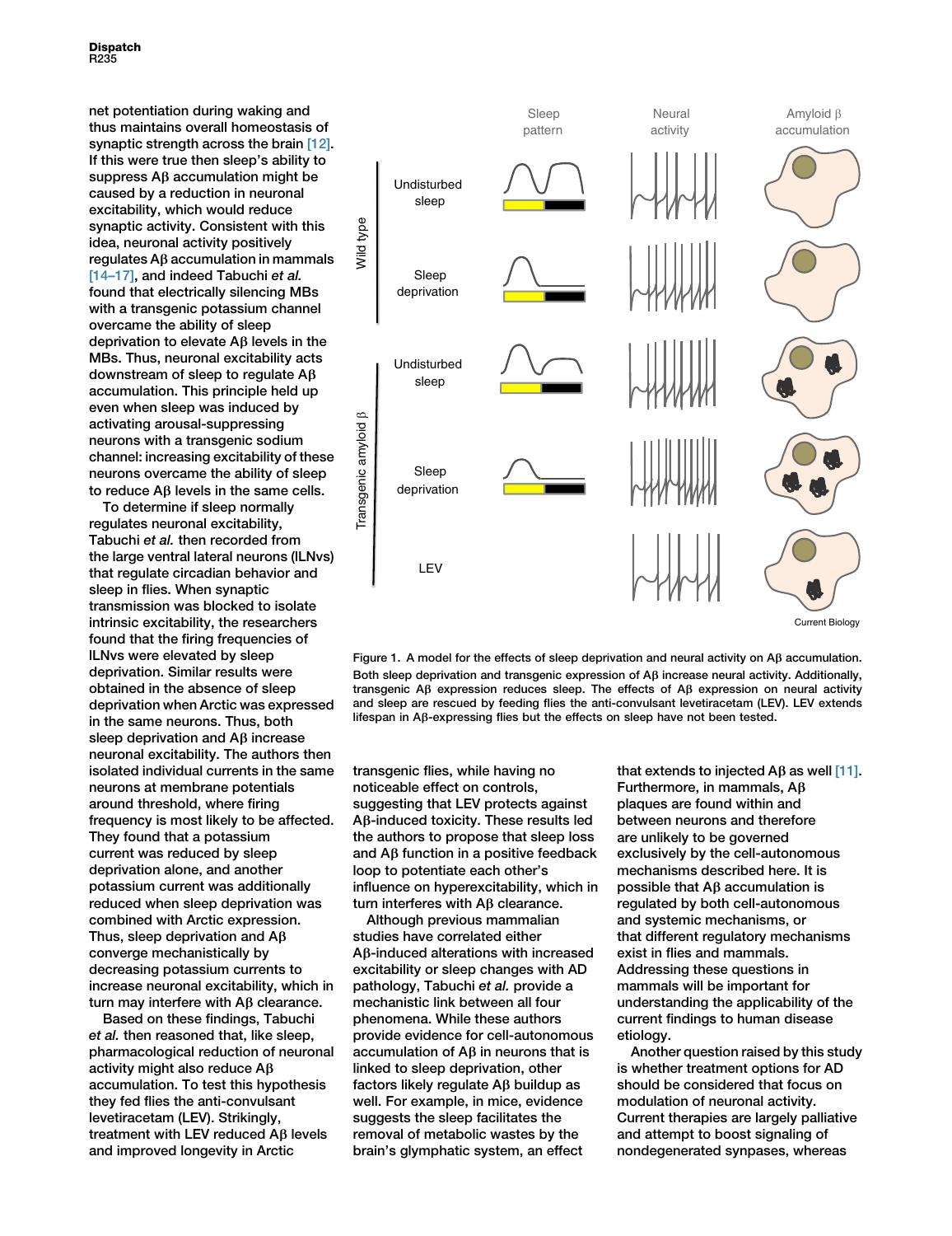net potentiation during waking and thus maintains overall homeostasis of synaptic strength across the brain [12]. If this were true then sleep's ability to suppress Aβ accumulation might be caused by a reduction in neuronal excitability, which would reduce synaptic activity. Consistent with this idea, neuronal activity positively regulates Aβ accumulation in mammals [14–17], and indeed Tabuchi *et al.* found that electrically silencing MBs with a transgenic potassium channel overcame the ability of sleep deprivation to elevate Aβ levels in the MBs. Thus, neuronal excitability acts downstream of sleep to regulate Aβ accumulation. This principle held up even when sleep was induced by activating arousal-suppressing neurons with a transgenic sodium channel: increasing excitability of these neurons overcame the ability of sleep to reduce Aβ levels in the same cells.

To determine if sleep normally regulates neuronal excitability, Tabuchi *et al.* then recorded from the large ventral lateral neurons (lLNvs) that regulate circadian behavior and sleep in flies. When synaptic transmission was blocked to isolate intrinsic excitability, the researchers found that the firing frequencies of lLNvs were elevated by sleep deprivation. Similar results were obtained in the absence of sleep deprivation when Arctic was expressed in the same neurons. Thus, both sleep deprivation and Aβ increase neuronal excitability. The authors then isolated individual currents in the same neurons at membrane potentials around threshold, where firing frequency is most likely to be affected. They found that a potassium current was reduced by sleep deprivation alone, and another potassium current was additionally reduced when sleep deprivation was combined with Arctic expression. Thus, sleep deprivation and Aβ converge mechanistically by decreasing potassium currents to increase neuronal excitability, which in turn may interfere with Aβ clearance.

Based on these findings, Tabuchi *et al.* then reasoned that, like sleep, pharmacological reduction of neuronal activity might also reduce Aβ accumulation. To test this hypothesis they fed flies the anti-convulsant levetiracetam (LEV). Strikingly, treatment with LEV reduced Aβ levels and improved longevity in Arctic transgenic flies, while having no noticeable effect on controls, suggesting that LEV protects against Aβ-induced toxicity. These results led the authors to propose that sleep loss and Aβ function in a positive feedback loop to potentiate each other's influence on hyperexcitability, which in turn interferes with Aβ clearance.

Figure 1. A model for the effects of sleep deprivation and neural activity on Aβ accumulation.
Both sleep deprivation and transgenic expression of Aβ increase neural activity. Additionally, transgenic Aβ expression reduces sleep. The effects of Aβ expression on neural activity and sleep are rescued by feeding flies the anti-convulsant levetiracetam (LEV). LEV extends lifespan in Aβ-expressing flies but the effects on sleep have not been tested.

Although previous mammalian studies have correlated either Aβ-induced alterations with increased excitability or sleep changes with AD pathology, Tabuchi *et al.* provide a mechanistic link between all four phenomena. While these authors provide evidence for cell-autonomous accumulation of Aβ in neurons that is linked to sleep deprivation, other factors likely regulate Aβ buildup as well. For example, in mice, evidence suggests the sleep facilitates the removal of metabolic wastes by the brain's glymphatic system, an effect that extends to injected Aβ as well [11]. Furthermore, in mammals, Aβ plaques are found within and between neurons and therefore are unlikely to be governed exclusively by the cell-autonomous mechanisms described here. It is possible that Aβ accumulation is regulated by both cell-autonomous and systemic mechanisms, or that different regulatory mechanisms exist in flies and mammals. Addressing these questions in mammals will be important for understanding the applicability of the current findings to human disease etiology.

Another question raised by this study is whether treatment options for AD should be considered that focus on modulation of neuronal activity. Current therapies are largely palliative and attempt to boost signaling of nondegenerated synpases, whereas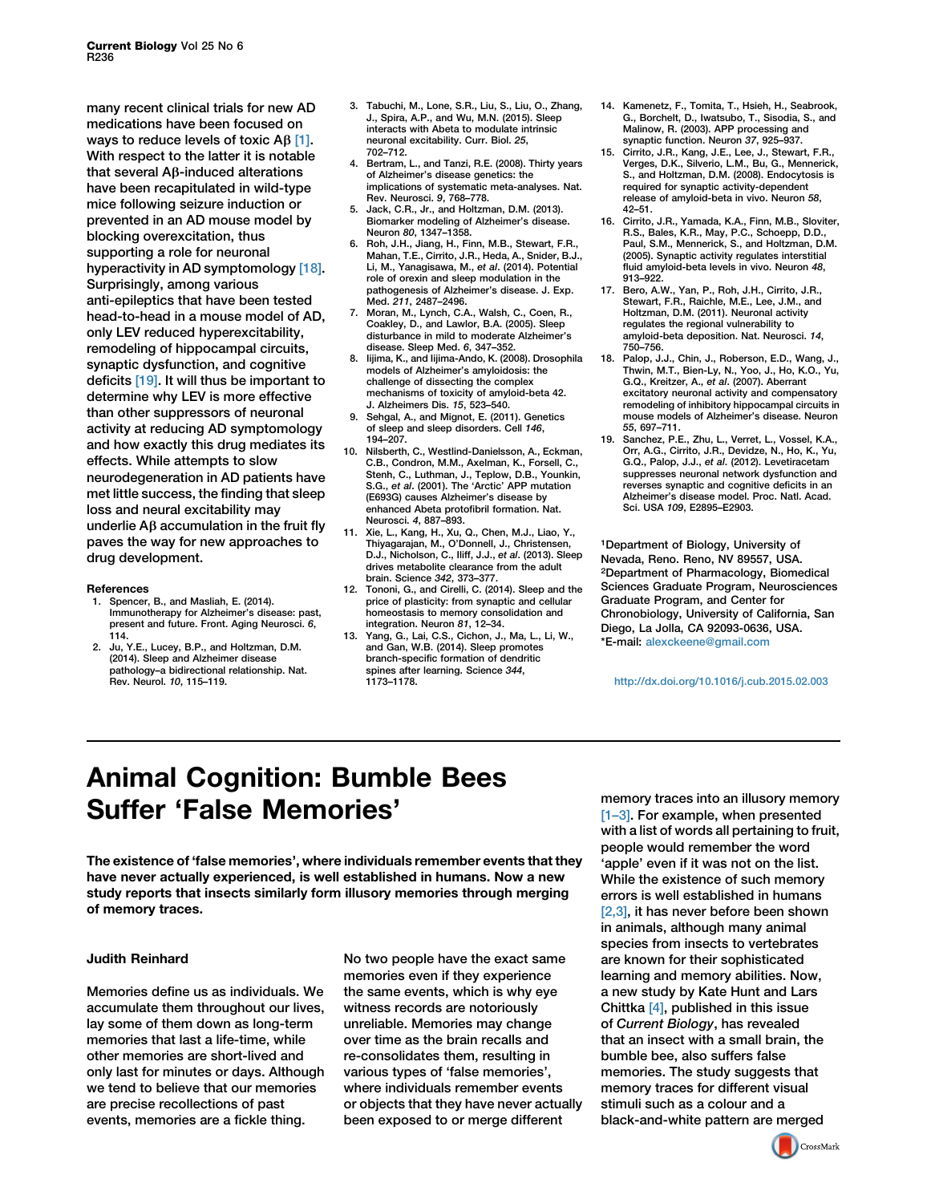many recent clinical trials for new AD medications have been focused on ways to reduce levels of toxic Aβ [1]. With respect to the latter it is notable that several Aβ-induced alterations have been recapitulated in wild-type mice following seizure induction or prevented in an AD mouse model by blocking overexcitation, thus supporting a role for neuronal hyperactivity in AD symptomology [18]. Surprisingly, among various anti-epileptics that have been tested head-to-head in a mouse model of AD, only LEV reduced hyperexcitability, remodeling of hippocampal circuits, synaptic dysfunction, and cognitive deficits [19]. It will thus be important to determine why LEV is more effective than other suppressors of neuronal activity at reducing AD symptomology and how exactly this drug mediates its effects. While attempts to slow neurodegeneration in AD patients have met little success, the finding that sleep loss and neural excitability may underlie Aβ accumulation in the fruit fly paves the way for new approaches to drug development.

#### References

1. Spencer, B., and Masliah, E. (2014). Immunotherapy for Alzheimer's disease: past, present and future. Front. Aging Neurosci. *6*, 114.
2. Ju, Y.E., Lucey, B.P., and Holtzman, D.M. (2014). Sleep and Alzheimer disease pathology–a bidirectional relationship. Nat. Rev. Neurol. *10*, 115–119.
3. Tabuchi, M., Lone, S.R., Liu, S., Liu, Q., Zhang, J., Spira, A.P., and Wu, M.N. (2015). Sleep interacts with Abeta to modulate intrinsic neuronal excitability. Curr. Biol. *25*, 702–712.
4. Bertram, L., and Tanzi, R.E. (2008). Thirty years of Alzheimer's disease genetics: the implications of systematic meta-analyses. Nat. Rev. Neurosci. *9*, 768–778.
5. Jack, C.R., Jr., and Holtzman, D.M. (2013). Biomarker modeling of Alzheimer's disease. Neuron *80*, 1347–1358.
6. Roh, J.H., Jiang, H., Finn, M.B., Stewart, F.R., Mahan, T.E., Cirrito, J.R., Heda, A., Snider, B.J., Li, M., Yanagisawa, M., *et al*. (2014). Potential role of orexin and sleep modulation in the pathogenesis of Alzheimer's disease. J. Exp. Med. *211*, 2487–2496.
7. Moran, M., Lynch, C.A., Walsh, C., Coen, R., Coakley, D., and Lawlor, B.A. (2005). Sleep disturbance in mild to moderate Alzheimer's disease. Sleep Med. *6*, 347–352.
8. Iijima, K., and Iijima-Ando, K. (2008). Drosophila models of Alzheimer's amyloidosis: the challenge of dissecting the complex mechanisms of toxicity of amyloid-beta 42. J. Alzheimers Dis. *15*, 523–540.
9. Sehgal, A., and Mignot, E. (2011). Genetics of sleep and sleep disorders. Cell *146*, 194–207.
10. Nilsberth, C., Westlind-Danielsson, A., Eckman, C.B., Condron, M.M., Axelman, K., Forsell, C., Stenh, C., Luthman, J., Teplow, D.B., Younkin, S.G., *et al*. (2001). The 'Arctic' APP mutation (E693G) causes Alzheimer's disease by enhanced Abeta protofibril formation. Nat. Neurosci. *4*, 887–893.
11. Xie, L., Kang, H., Xu, Q., Chen, M.J., Liao, Y., Thiyagarajan, M., O'Donnell, J., Christensen, D.J., Nicholson, C., Iliff, J.J., *et al*. (2013). Sleep drives metabolite clearance from the adult brain. Science *342*, 373–377.
12. Tononi, G., and Cirelli, C. (2014). Sleep and the price of plasticity: from synaptic and cellular homeostasis to memory consolidation and integration. Neuron *81*, 12–34.
13. Yang, G., Lai, C.S., Cichon, J., Ma, L., Li, W., and Gan, W.B. (2014). Sleep promotes branch-specific formation of dendritic spines after learning. Science *344*, 1173–1178.
14. Kamenetz, F., Tomita, T., Hsieh, H., Seabrook, G., Borchelt, D., Iwatsubo, T., Sisodia, S., and Malinow, R. (2003). APP processing and synaptic function. Neuron *37*, 925–937.
15. Cirrito, J.R., Kang, J.E., Lee, J., Stewart, F.R., Verges, D.K., Silverio, L.M., Bu, G., Mennerick, S., and Holtzman, D.M. (2008). Endocytosis is required for synaptic activity-dependent release of amyloid-beta in vivo. Neuron *58*, 42–51.
16. Cirrito, J.R., Yamada, K.A., Finn, M.B., Sloviter, R.S., Bales, K.R., May, P.C., Schoepp, D.D., Paul, S.M., Mennerick, S., and Holtzman, D.M. (2005). Synaptic activity regulates interstitial fluid amyloid-beta levels in vivo. Neuron *48*, 913–922.
17. Bero, A.W., Yan, P., Roh, J.H., Cirrito, J.R., Stewart, F.R., Raichle, M.E., Lee, J.M., and Holtzman, D.M. (2011). Neuronal activity regulates the regional vulnerability to amyloid-beta deposition. Nat. Neurosci. *14*, 750–756.
18. Palop, J.J., Chin, J., Roberson, E.D., Wang, J., Thwin, M.T., Bien-Ly, N., Yoo, J., Ho, K.O., Yu, G.Q., Kreitzer, A., *et al*. (2007). Aberrant excitatory neuronal activity and compensatory remodeling of inhibitory hippocampal circuits in mouse models of Alzheimer's disease. Neuron *55*, 697–711.
19. Sanchez, P.E., Zhu, L., Verret, L., Vossel, K.A., Orr, A.G., Cirrito, J.R., Devidze, N., Ho, K., Yu, G.Q., Palop, J.J., *et al*. (2012). Levetiracetam suppresses neuronal network dysfunction and reverses synaptic and cognitive deficits in an Alzheimer's disease model. Proc. Natl. Acad. Sci. USA *109*, E2895–E2903.

[1]Department of Biology, University of Nevada, Reno. Reno, NV 89557, USA. [2]Department of Pharmacology, Biomedical Sciences Graduate Program, Neurosciences Graduate Program, and Center for Chronobiology, University of California, San Diego, La Jolla, CA 92093-0636, USA.
*E-mail: alexckeene@gmail.com

http://dx.doi.org/10.1016/j.cub.2015.02.003

# Animal Cognition: Bumble Bees Suffer 'False Memories'

**The existence of 'false memories', where individuals remember events that they have never actually experienced, is well established in humans. Now a new study reports that insects similarly form illusory memories through merging of memory traces.**

**Judith Reinhard**

Memories define us as individuals. We accumulate them throughout our lives, lay some of them down as long-term memories that last a life-time, while other memories are short-lived and only last for minutes or days. Although we tend to believe that our memories are precise recollections of past events, memories are a fickle thing. No two people have the exact same memories even if they experience the same events, which is why eye witness records are notoriously unreliable. Memories may change over time as the brain recalls and re-consolidates them, resulting in various types of 'false memories', where individuals remember events or objects that they have never actually been exposed to or merge different memory traces into an illusory memory [1–3]. For example, when presented with a list of words all pertaining to fruit, people would remember the word 'apple' even if it was not on the list. While the existence of such memory errors is well established in humans [2,3], it has never before been shown in animals, although many animal species from insects to vertebrates are known for their sophisticated learning and memory abilities. Now, a new study by Kate Hunt and Lars Chittka [4], published in this issue of *Current Biology*, has revealed that an insect with a small brain, the bumble bee, also suffers false memories. The study suggests that memory traces for different visual stimuli such as a colour and a black-and-white pattern are merged